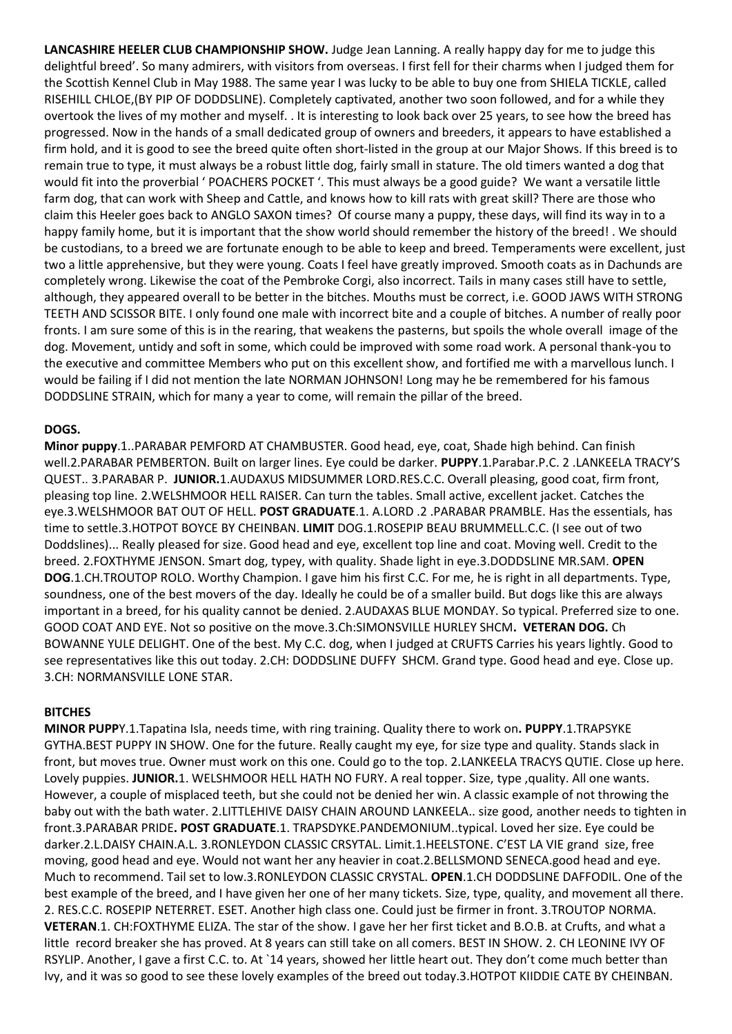**LANCASHIRE HEELER CLUB CHAMPIONSHIP SHOW.** Judge Jean Lanning. A really happy day for me to judge this delightful breed'. So many admirers, with visitors from overseas. I first fell for their charms when I judged them for the Scottish Kennel Club in May 1988. The same year I was lucky to be able to buy one from SHIELA TICKLE, called RISEHILL CHLOE,(BY PIP OF DODDSLINE). Completely captivated, another two soon followed, and for a while they overtook the lives of my mother and myself. . It is interesting to look back over 25 years, to see how the breed has progressed. Now in the hands of a small dedicated group of owners and breeders, it appears to have established a firm hold, and it is good to see the breed quite often short-listed in the group at our Major Shows. If this breed is to remain true to type, it must always be a robust little dog, fairly small in stature. The old timers wanted a dog that would fit into the proverbial ' POACHERS POCKET '. This must always be a good guide? We want a versatile little farm dog, that can work with Sheep and Cattle, and knows how to kill rats with great skill? There are those who claim this Heeler goes back to ANGLO SAXON times? Of course many a puppy, these days, will find its way in to a happy family home, but it is important that the show world should remember the history of the breed! . We should be custodians, to a breed we are fortunate enough to be able to keep and breed. Temperaments were excellent, just two a little apprehensive, but they were young. Coats I feel have greatly improved. Smooth coats as in Dachunds are completely wrong. Likewise the coat of the Pembroke Corgi, also incorrect. Tails in many cases still have to settle, although, they appeared overall to be better in the bitches. Mouths must be correct, i.e. GOOD JAWS WITH STRONG TEETH AND SCISSOR BITE. I only found one male with incorrect bite and a couple of bitches. A number of really poor fronts. I am sure some of this is in the rearing, that weakens the pasterns, but spoils the whole overall image of the dog. Movement, untidy and soft in some, which could be improved with some road work. A personal thank-you to the executive and committee Members who put on this excellent show, and fortified me with a marvellous lunch. I would be failing if I did not mention the late NORMAN JOHNSON! Long may he be remembered for his famous DODDSLINE STRAIN, which for many a year to come, will remain the pillar of the breed.

**DOGS.**

**Minor puppy**.1..PARABAR PEMFORD AT CHAMBUSTER. Good head, eye, coat, Shade high behind. Can finish well.2.PARABAR PEMBERTON. Built on larger lines. Eye could be darker. **PUPPY**.1.Parabar.P.C. 2 .LANKEELA TRACY'S QUEST.. 3.PARABAR P. **JUNIOR.**1.AUDAXUS MIDSUMMER LORD.RES.C.C. Overall pleasing, good coat, firm front, pleasing top line. 2.WELSHMOOR HELL RAISER. Can turn the tables. Small active, excellent jacket. Catches the eye.3.WELSHMOOR BAT OUT OF HELL. **POST GRADUATE**.1. A.LORD .2 .PARABAR PRAMBLE. Has the essentials, has time to settle.3.HOTPOT BOYCE BY CHEINBAN. **LIMIT** DOG.1.ROSEPIP BEAU BRUMMELL.C.C. (I see out of two Doddslines)... Really pleased for size. Good head and eye, excellent top line and coat. Moving well. Credit to the breed. 2.FOXTHYME JENSON. Smart dog, typey, with quality. Shade light in eye.3.DODDSLINE MR.SAM. **OPEN DOG**.1.CH.TROUTOP ROLO. Worthy Champion. I gave him his first C.C. For me, he is right in all departments. Type, soundness, one of the best movers of the day. Ideally he could be of a smaller build. But dogs like this are always important in a breed, for his quality cannot be denied. 2.AUDAXAS BLUE MONDAY. So typical. Preferred size to one. GOOD COAT AND EYE. Not so positive on the move.3.Ch:SIMONSVILLE HURLEY SHCM**. VETERAN DOG.** Ch BOWANNE YULE DELIGHT. One of the best. My C.C. dog, when I judged at CRUFTS Carries his years lightly. Good to see representatives like this out today. 2.CH: DODDSLINE DUFFY SHCM. Grand type. Good head and eye. Close up. 3.CH: NORMANSVILLE LONE STAR.

**BITCHES**

**MINOR PUPP**Y.1.Tapatina Isla, needs time, with ring training. Quality there to work on**. PUPPY**.1.TRAPSYKE GYTHA.BEST PUPPY IN SHOW. One for the future. Really caught my eye, for size type and quality. Stands slack in front, but moves true. Owner must work on this one. Could go to the top. 2.LANKEELA TRACYS QUTIE. Close up here. Lovely puppies. **JUNIOR.**1. WELSHMOOR HELL HATH NO FURY. A real topper. Size, type ,quality. All one wants. However, a couple of misplaced teeth, but she could not be denied her win. A classic example of not throwing the baby out with the bath water. 2.LITTLEHIVE DAISY CHAIN AROUND LANKEELA.. size good, another needs to tighten in front.3.PARABAR PRIDE**. POST GRADUATE**.1. TRAPSDYKE.PANDEMONIUM..typical. Loved her size. Eye could be darker.2.L.DAISY CHAIN.A.L. 3.RONLEYDON CLASSIC CRSYTAL. Limit.1.HEELSTONE. C'EST LA VIE grand size, free moving, good head and eye. Would not want her any heavier in coat.2.BELLSMOND SENECA.good head and eye. Much to recommend. Tail set to low.3.RONLEYDON CLASSIC CRYSTAL. **OPEN**.1.CH DODDSLINE DAFFODIL. One of the best example of the breed, and I have given her one of her many tickets. Size, type, quality, and movement all there. 2. RES.C.C. ROSEPIP NETERRET. ESET. Another high class one. Could just be firmer in front. 3.TROUTOP NORMA. **VETERAN**.1. CH:FOXTHYME ELIZA. The star of the show. I gave her her first ticket and B.O.B. at Crufts, and what a little record breaker she has proved. At 8 years can still take on all comers. BEST IN SHOW. 2. CH LEONINE IVY OF RSYLIP. Another, I gave a first C.C. to. At `14 years, showed her little heart out. They don't come much better than Ivy, and it was so good to see these lovely examples of the breed out today.3.HOTPOT KIIDDIE CATE BY CHEINBAN.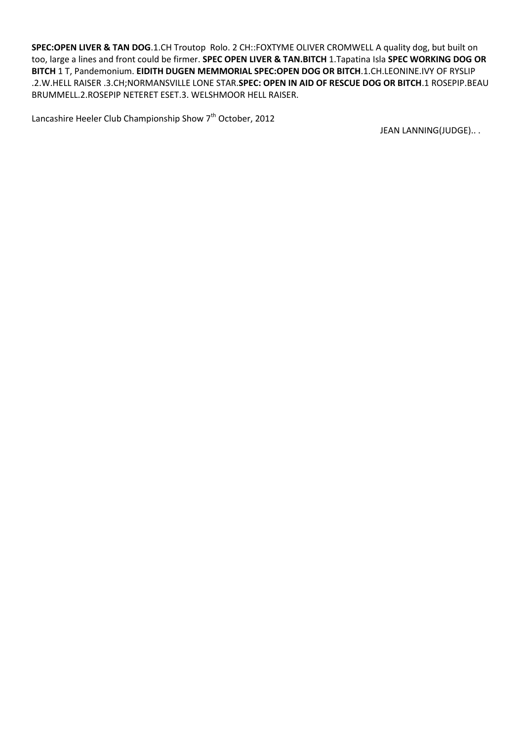**SPEC:OPEN LIVER & TAN DOG**.1.CH Troutop Rolo. 2 CH::FOXTYME OLIVER CROMWELL A quality dog, but built on too, large a lines and front could be firmer. **SPEC OPEN LIVER & TAN.BITCH** 1.Tapatina Isla **SPEC WORKING DOG OR BITCH** 1 T, Pandemonium. **EIDITH DUGEN MEMMORIAL SPEC:OPEN DOG OR BITCH**.1.CH.LEONINE.IVY OF RYSLIP .2.W.HELL RAISER .3.CH;NORMANSVILLE LONE STAR.**SPEC: OPEN IN AID OF RESCUE DOG OR BITCH**.1 ROSEPIP.BEAU BRUMMELL.2.ROSEPIP NETERET ESET.3. WELSHMOOR HELL RAISER.

Lancashire Heeler Club Championship Show 7th October, 2012

JEAN LANNING(JUDGE).. .